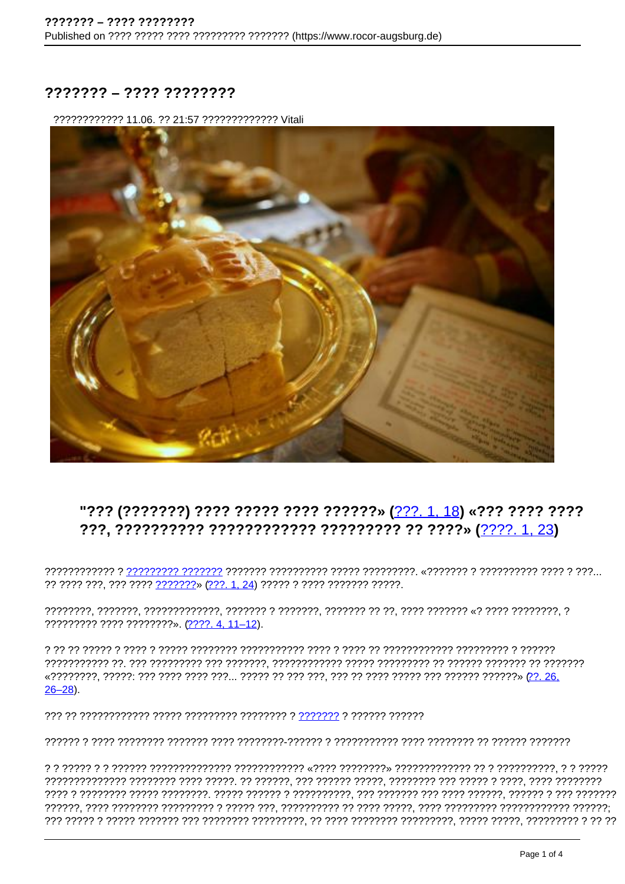# ??????? – ???? ????????

???????????? 11.06. ?? 21:57 ????????????? Vitali

## "??? (???????) ???? ????? ???? ??????» (???. 1, 18) «??? ???? ???? ???, ?????????? ???????????? ????????? ?? ????» (????. 1, 23)

???????????? ? ????????? ??????? ??????? ?????????? ????? ?????????. «??????? ? ?????????? ???? ? ???... ?? ???? ???, ??? ???? ???????» (???. 1, 24) ????? ? ???? ??????? ?????.

????????, ???????, ?????????????, ??????? ? ???????, ??????? ?? ??, ???? ??????? «? ???? ????????, ? ????????? ???? ????????». (????. 4, 11–12).

? ?? ?? ????? ? ???? ? ????? ???????? ??????????? ???? ? ???? ?? ???????????? ????????? ? ?????? ??????????? ??. ??? ????????? ??? ???????, ???????????? ????? ????????? ?? ?????? ??????? ?? ??????? «????????, ?????: ??? ???? ???? ???... ????? ?? ??? ???, ??? ?? ???? ????? ??? ?????? ??????» (??. 26, 26–28).

??? ?? ??????????? ????? ????????? ???????? ? ??????? ? ?????? ??????

?????? ? ???? ???????? ??????? ???? ????????-?????? ? ??????????? ???? ???????? ?? ?????? ???????

? ? ????? ? ? ?????? ?????????????? ???????????? «???? ????????» ????????????? ?? ? ??????????, ? ? ????? ?????????????? ???????? ???? ?????. ?? ??????, ??? ?????? ?????, ???????? ??? ????? ? ????, ???? ???????? ???? ? ???????? ????? ????????. ????? ?????? ? ??????????, ??? ??????? ??? ???? ??????, ?????? ? ??? ??????? ??????, ???? ???????? ????????? ? ????? ???, ?????????? ?? ???? ?????, ???? ????????? ???????????? ??????; ??? ????? ? ????? ??????? ??? ???????? ?????????, ?? ???? ???????? ?????????, ????? ?????, ????????? ? ?? ??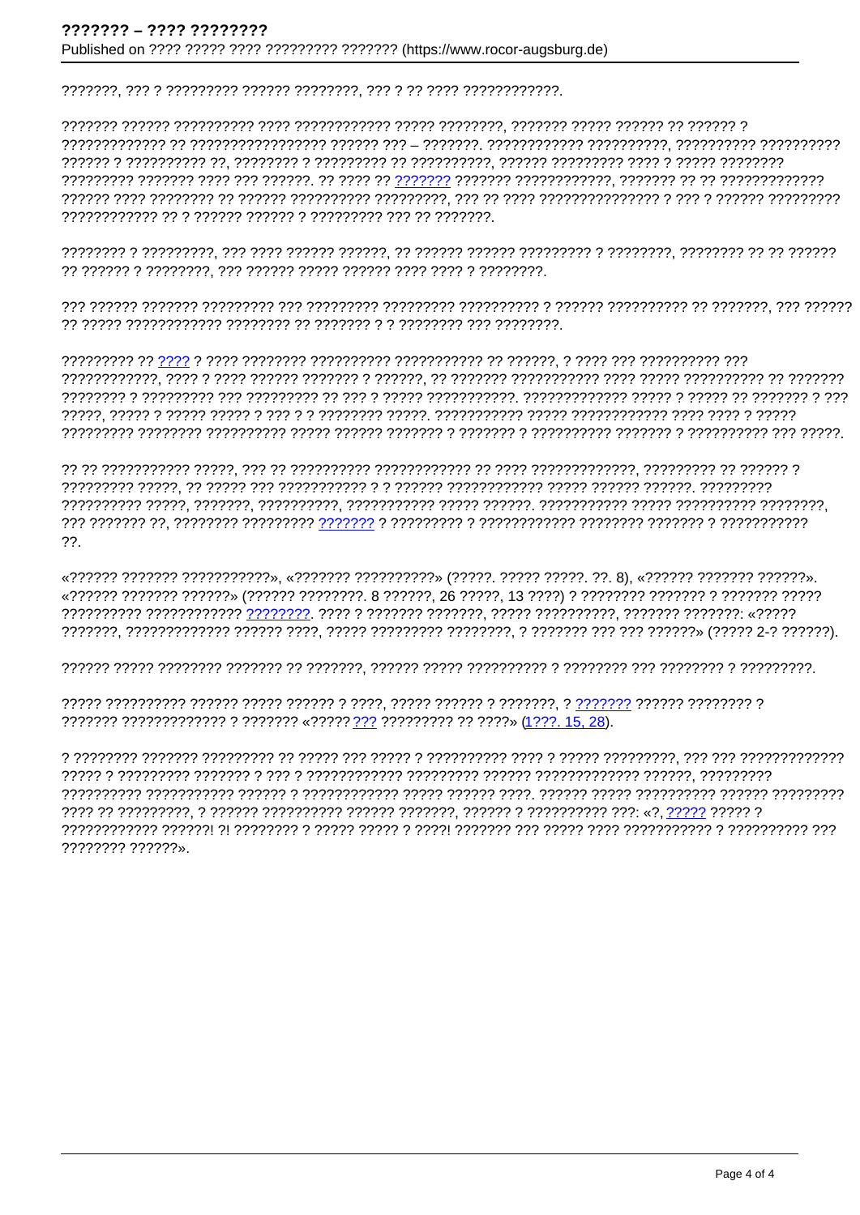???????, ??? ? ????????? ?????? ????????, ??? ? ?? ???? ????????????.

??????? ?????? ?????????? ???? ???????????? ????? ????????, ??????? ????? ?????? ?? ?????? ? ????????????? ?? ????????????????? ?????? ??? – ???????. ???????????? ??????????, ?????????? ?????????? ?????? ? ?????????? ??, ???????? ? ????????? ?? ??????????, ?????? ????????? ???? ? ????? ???????? ????????? ??????? ???? ??? ??????. ?? ???? ?? ??????? ??????? ????????????, ??????? ?? ?? ????????????? ?????? ???? ???????? ?? ?????? ?????????? ?????????, ??? ?? ???? ??????????????? ? ??? ? ?????? ????????? ???????????? ?? ? ?????? ?????? ? ????????? ??? ?? ???????.

???????? ? ?????????, ??? ???? ?????? ??????, ?? ?????? ?????? ????????? ? ????????, ???????? ?? ?? ?????? ?? ?????? ? ????????, ??? ?????? ????? ?????? ???? ???? ? ????????.

??? ?????? ??????? ????????? ??? ????????? ????????? ?????????? ? ?????? ?????????? ?? ???????, ??? ?????? ?? ????? ???????????? ???????? ?? ??????? ? ? ???????? ??? ????????.

????????? ?? ???? ? ???? ???????? ?????????? ??????????? ?? ??????, ? ???? ??? ?????????? ??? ????????????, ???? ? ???? ?????? ??????? ? ??????, ?? ??????? ?????????? ???? ????? ?????????? ?? ??????? ???????? ? ????????? ??? ????????? ?? ??? ? ????? ???????????. ????????????? ????? ? ????? ?? ??????? ? ??? ?????, ????? ? ????? ????? ? ??? ? ? ???????? ?????. ??????????? ????? ???????????? ???? ???? ? ????? ????????? ???????? ?????????? ????? ?????? ??????? ? ??????? ? ?????????? ??????? ? ?????????? ??? ?????.

?? ?? ??????????? ?????, ??? ?? ?????????? ???????????? ?? ???? ?????????????, ????????? ?? ?????? ? ????????? ?????, ?? ????? ??? ??????????? ? ? ?????? ???????????? ????? ?????? ??????. ????????? ?????????? ?????, ???????, ??????????, ??????????? ????? ??????. ??????????? ????? ?????????? ????????, ??? ??????? ??, ???????? ????????? ??????? ? ????????? ? ???????????? ???????? ??????? ? ??????????? ??.

«?????? ??????? ???????????», «??????? ??????????» (?????. ????? ?????. ??. 8), «?????? ??????? ??????». «?????? ??????? ??????» (?????? ????????. 8 ??????, 26 ?????, 13 ????) ? ???????? ??????? ? ??????? ????? ?????????? ???????????? ????????. ???? ? ??????? ???????, ????? ??????????, ??????? ???????: «????? ???????, ????????????? ?????? ????, ????? ????????? ????????, ? ??????? ??? ??? ??????» (????? 2-? ??????).

?????? ????? ???????? ??????? ?? ???????, ?????? ????? ?????????? ? ???????? ??? ???????? ? ?????????.

????? ?????????? ?????? ????? ?????? ? ????, ????? ?????? ? ???????, ? ??????? ?????? ???????? ? ??????? ????????????? ? ??????? «????? ??? ????????? ?? ????» (1???. 15, 28).

? ???????? ??????? ????????? ?? ????? ??? ????? ? ?????????? ???? ? ????? ?????????, ??? ??? ????????????? ????? ? ????????? ??????? ? ??? ? ??????????? ????????? ?????? ????????????? ??????, ????????? ?????????? ??????????? ?????? ? ???????????? ????? ?????? ????. ?????? ????? ?????????? ?????? ????????? ???? ?? ?????????, ? ?????? ?????????? ?????? ???????, ?????? ? ?????????? ???: «?, ????? ????? ? ???????????? ??????! ?! ???????? ? ????? ????? ? ????! ??????? ??? ????? ???? ??????????? ? ?????????? ??? ???????? ??????».